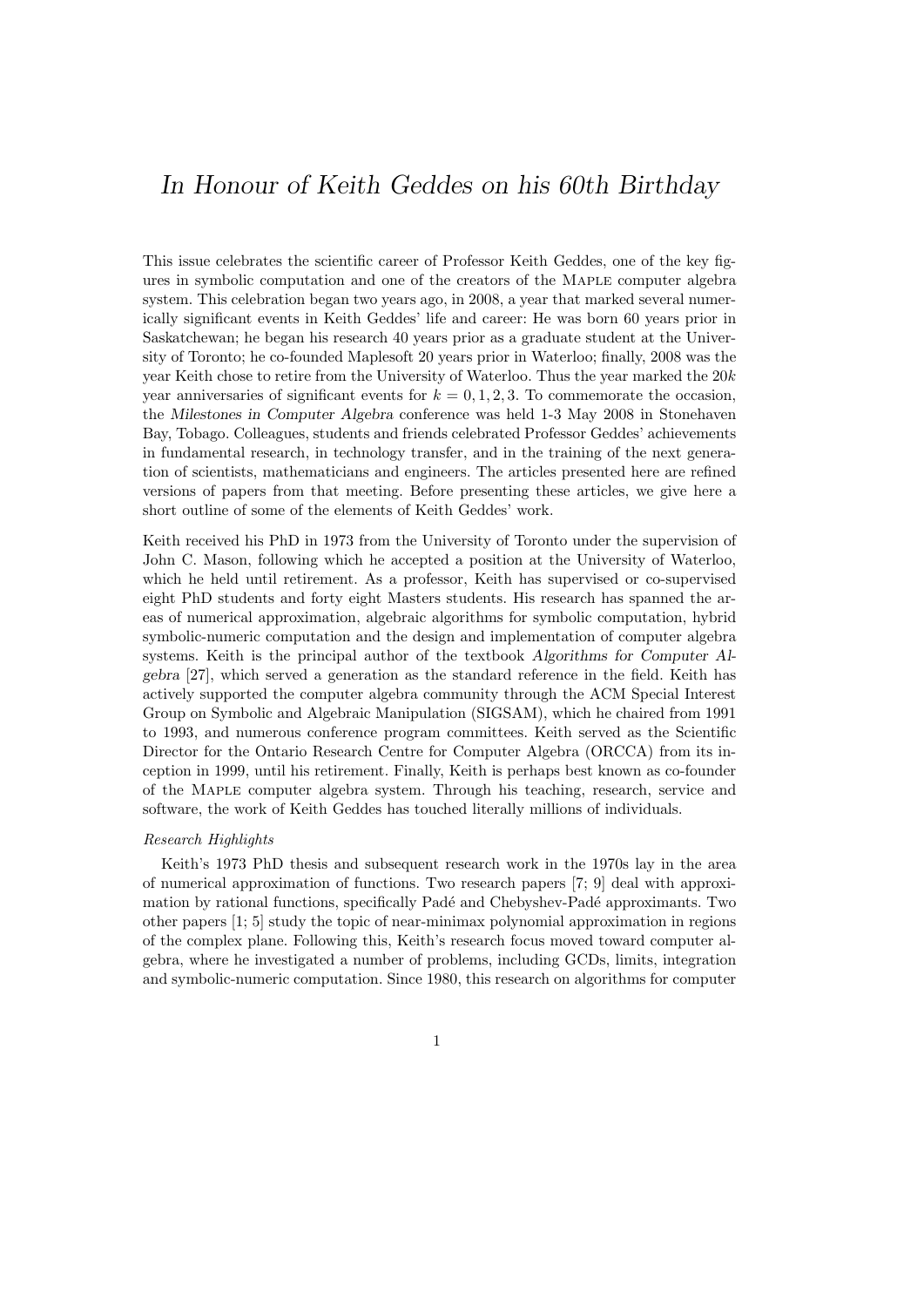# *In Honour of Keith Geddes on his 60th Birthday*

This issue celebrates the scientific career of Professor Keith Geddes, one of the key figures in symbolic computation and one of the creators of the Maple computer algebra system. This celebration began two years ago, in 2008, a year that marked several numerically significant events in Keith Geddes' life and career: He was born 60 years prior in Saskatchewan; he began his research 40 years prior as a graduate student at the University of Toronto; he co-founded Maplesoft 20 years prior in Waterloo; finally, 2008 was the year Keith chose to retire from the University of Waterloo. Thus the year marked the $20k$ year anniversaries of significant events for $k = 0, 1, 2, 3$. To commemorate the occasion, the *Milestones in Computer Algebra* conference was held 1-3 May 2008 in Stonehaven Bay, Tobago. Colleagues, students and friends celebrated Professor Geddes' achievements in fundamental research, in technology transfer, and in the training of the next generation of scientists, mathematicians and engineers. The articles presented here are refined versions of papers from that meeting. Before presenting these articles, we give here a short outline of some of the elements of Keith Geddes' work.

Keith received his PhD in 1973 from the University of Toronto under the supervision of John C. Mason, following which he accepted a position at the University of Waterloo, which he held until retirement. As a professor, Keith has supervised or co-supervised eight PhD students and forty eight Masters students. His research has spanned the areas of numerical approximation, algebraic algorithms for symbolic computation, hybrid symbolic-numeric computation and the design and implementation of computer algebra systems. Keith is the principal author of the textbook *Algorithms for Computer Algebra* [27], which served a generation as the standard reference in the field. Keith has actively supported the computer algebra community through the ACM Special Interest Group on Symbolic and Algebraic Manipulation (SIGSAM), which he chaired from 1991 to 1993, and numerous conference program committees. Keith served as the Scientific Director for the Ontario Research Centre for Computer Algebra (ORCCA) from its inception in 1999, until his retirement. Finally, Keith is perhaps best known as co-founder of the Maple computer algebra system. Through his teaching, research, service and software, the work of Keith Geddes has touched literally millions of individuals.

*Research Highlights*

Keith's 1973 PhD thesis and subsequent research work in the 1970s lay in the area of numerical approximation of functions. Two research papers [7; 9] deal with approximation by rational functions, specifically Padé and Chebyshev-Padé approximants. Two other papers [1; 5] study the topic of near-minimax polynomial approximation in regions of the complex plane. Following this, Keith's research focus moved toward computer algebra, where he investigated a number of problems, including GCDs, limits, integration and symbolic-numeric computation. Since 1980, this research on algorithms for computer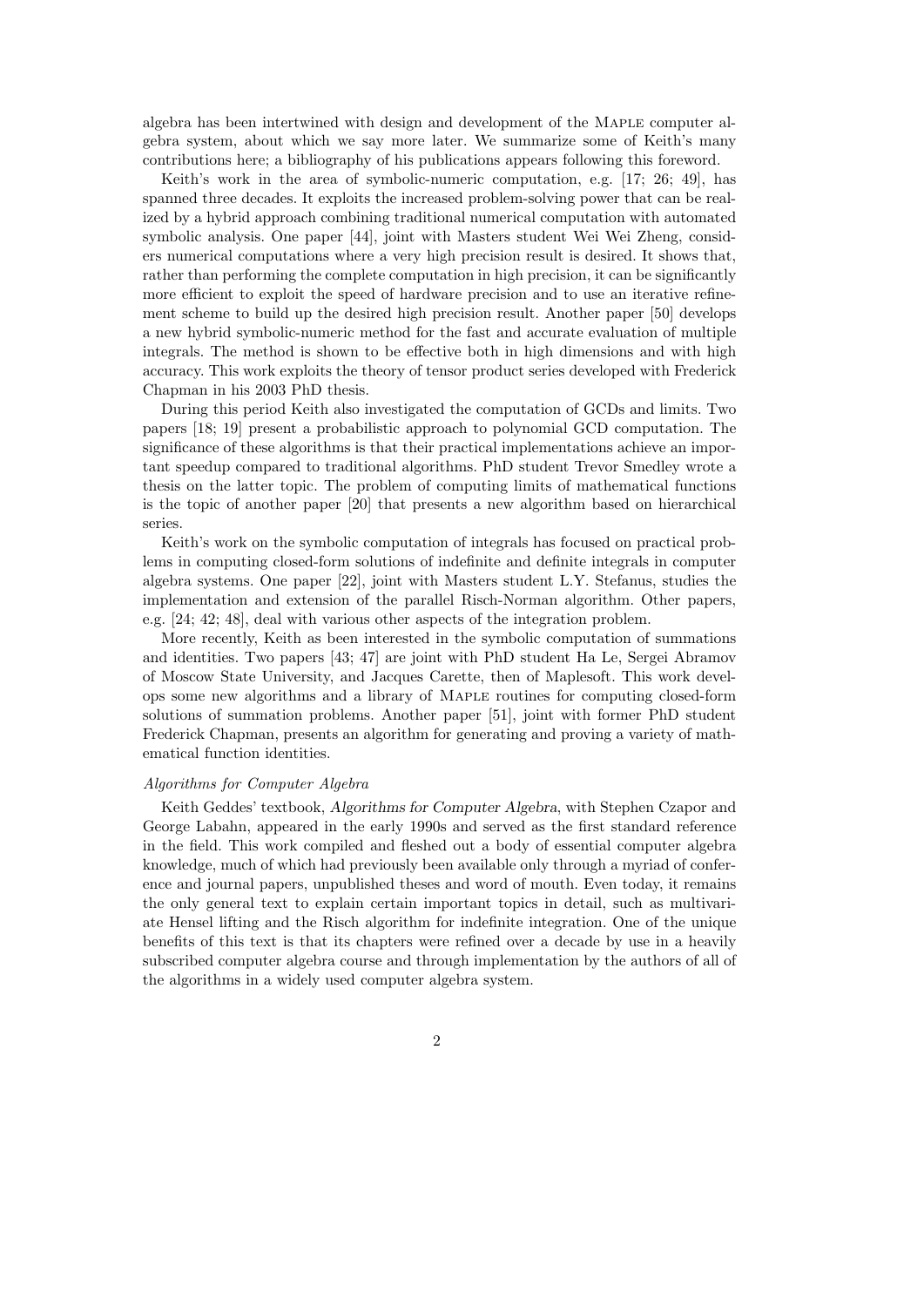algebra has been intertwined with design and development of the Maple computer algebra system, about which we say more later. We summarize some of Keith's many contributions here; a bibliography of his publications appears following this foreword.

Keith's work in the area of symbolic-numeric computation, e.g. [17; 26; 49], has spanned three decades. It exploits the increased problem-solving power that can be realized by a hybrid approach combining traditional numerical computation with automated symbolic analysis. One paper [44], joint with Masters student Wei Wei Zheng, considers numerical computations where a very high precision result is desired. It shows that, rather than performing the complete computation in high precision, it can be significantly more efficient to exploit the speed of hardware precision and to use an iterative refinement scheme to build up the desired high precision result. Another paper [50] develops a new hybrid symbolic-numeric method for the fast and accurate evaluation of multiple integrals. The method is shown to be effective both in high dimensions and with high accuracy. This work exploits the theory of tensor product series developed with Frederick Chapman in his 2003 PhD thesis.

During this period Keith also investigated the computation of GCDs and limits. Two papers [18; 19] present a probabilistic approach to polynomial GCD computation. The significance of these algorithms is that their practical implementations achieve an important speedup compared to traditional algorithms. PhD student Trevor Smedley wrote a thesis on the latter topic. The problem of computing limits of mathematical functions is the topic of another paper [20] that presents a new algorithm based on hierarchical series.

Keith's work on the symbolic computation of integrals has focused on practical problems in computing closed-form solutions of indefinite and definite integrals in computer algebra systems. One paper [22], joint with Masters student L.Y. Stefanus, studies the implementation and extension of the parallel Risch-Norman algorithm. Other papers, e.g. [24; 42; 48], deal with various other aspects of the integration problem.

More recently, Keith as been interested in the symbolic computation of summations and identities. Two papers [43; 47] are joint with PhD student Ha Le, Sergei Abramov of Moscow State University, and Jacques Carette, then of Maplesoft. This work develops some new algorithms and a library of Maple routines for computing closed-form solutions of summation problems. Another paper [51], joint with former PhD student Frederick Chapman, presents an algorithm for generating and proving a variety of mathematical function identities.

*Algorithms for Computer Algebra*

Keith Geddes' textbook, *Algorithms for Computer Algebra*, with Stephen Czapor and George Labahn, appeared in the early 1990s and served as the first standard reference in the field. This work compiled and fleshed out a body of essential computer algebra knowledge, much of which had previously been available only through a myriad of conference and journal papers, unpublished theses and word of mouth. Even today, it remains the only general text to explain certain important topics in detail, such as multivariate Hensel lifting and the Risch algorithm for indefinite integration. One of the unique benefits of this text is that its chapters were refined over a decade by use in a heavily subscribed computer algebra course and through implementation by the authors of all of the algorithms in a widely used computer algebra system.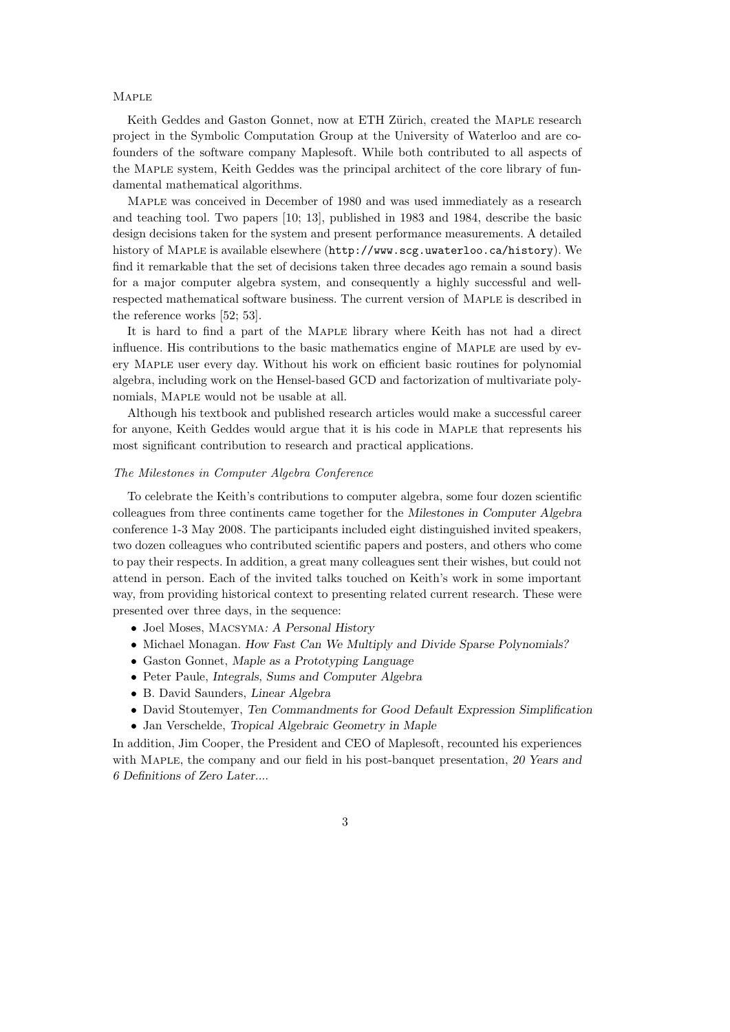### Maple

Keith Geddes and Gaston Gonnet, now at ETH Zürich, created the Maple research project in the Symbolic Computation Group at the University of Waterloo and are cofounders of the software company Maplesoft. While both contributed to all aspects of the Maple system, Keith Geddes was the principal architect of the core library of fundamental mathematical algorithms.

Maple was conceived in December of 1980 and was used immediately as a research and teaching tool. Two papers [10; 13], published in 1983 and 1984, describe the basic design decisions taken for the system and present performance measurements. A detailed history of Maple is available elsewhere (`http://www.scg.uwaterloo.ca/history`). We find it remarkable that the set of decisions taken three decades ago remain a sound basis for a major computer algebra system, and consequently a highly successful and well-respected mathematical software business. The current version of Maple is described in the reference works [52; 53].

It is hard to find a part of the Maple library where Keith has not had a direct influence. His contributions to the basic mathematics engine of Maple are used by every Maple user every day. Without his work on efficient basic routines for polynomial algebra, including work on the Hensel-based GCD and factorization of multivariate polynomials, Maple would not be usable at all.

Although his textbook and published research articles would make a successful career for anyone, Keith Geddes would argue that it is his code in Maple that represents his most significant contribution to research and practical applications.

### *The Milestones in Computer Algebra Conference*

To celebrate the Keith's contributions to computer algebra, some four dozen scientific colleagues from three continents came together for the *Milestones in Computer Algebra* conference 1-3 May 2008. The participants included eight distinguished invited speakers, two dozen colleagues who contributed scientific papers and posters, and others who come to pay their respects. In addition, a great many colleagues sent their wishes, but could not attend in person. Each of the invited talks touched on Keith's work in some important way, from providing historical context to presenting related current research. These were presented over three days, in the sequence:

- Joel Moses, *Macsyma: A Personal History*
- Michael Monagan. *How Fast Can We Multiply and Divide Sparse Polynomials?*
- Gaston Gonnet, *Maple as a Prototyping Language*
- Peter Paule, *Integrals, Sums and Computer Algebra*
- B. David Saunders, *Linear Algebra*
- David Stoutemyer, *Ten Commandments for Good Default Expression Simplification*
- Jan Verschelde, *Tropical Algebraic Geometry in Maple*

In addition, Jim Cooper, the President and CEO of Maplesoft, recounted his experiences with Maple, the company and our field in his post-banquet presentation, *20 Years and 6 Definitions of Zero Later....*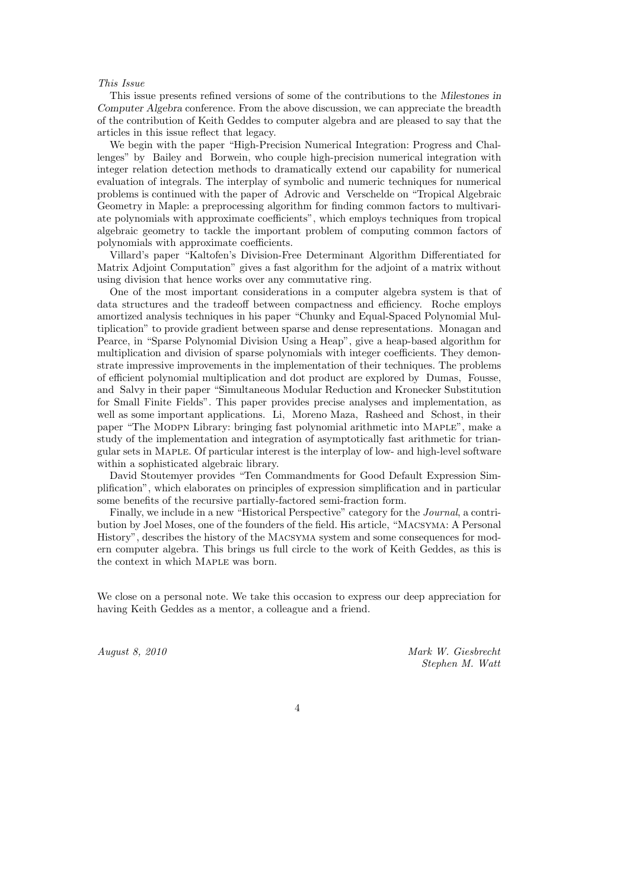*This Issue*

This issue presents refined versions of some of the contributions to the *Milestones in Computer Algebra* conference. From the above discussion, we can appreciate the breadth of the contribution of Keith Geddes to computer algebra and are pleased to say that the articles in this issue reflect that legacy.

We begin with the paper "High-Precision Numerical Integration: Progress and Challenges" by Bailey and Borwein, who couple high-precision numerical integration with integer relation detection methods to dramatically extend our capability for numerical evaluation of integrals. The interplay of symbolic and numeric techniques for numerical problems is continued with the paper of Adrovic and Verschelde on "Tropical Algebraic Geometry in Maple: a preprocessing algorithm for finding common factors to multivariate polynomials with approximate coefficients", which employs techniques from tropical algebraic geometry to tackle the important problem of computing common factors of polynomials with approximate coefficients.

Villard's paper "Kaltofen's Division-Free Determinant Algorithm Differentiated for Matrix Adjoint Computation" gives a fast algorithm for the adjoint of a matrix without using division that hence works over any commutative ring.

One of the most important considerations in a computer algebra system is that of data structures and the tradeoff between compactness and efficiency. Roche employs amortized analysis techniques in his paper "Chunky and Equal-Spaced Polynomial Multiplication" to provide gradient between sparse and dense representations. Monagan and Pearce, in "Sparse Polynomial Division Using a Heap", give a heap-based algorithm for multiplication and division of sparse polynomials with integer coefficients. They demonstrate impressive improvements in the implementation of their techniques. The problems of efficient polynomial multiplication and dot product are explored by Dumas, Fousse, and Salvy in their paper "Simultaneous Modular Reduction and Kronecker Substitution for Small Finite Fields". This paper provides precise analyses and implementation, as well as some important applications. Li, Moreno Maza, Rasheed and Schost, in their paper "The Modpn Library: bringing fast polynomial arithmetic into Maple", make a study of the implementation and integration of asymptotically fast arithmetic for triangular sets in Maple. Of particular interest is the interplay of low- and high-level software within a sophisticated algebraic library.

David Stoutemyer provides "Ten Commandments for Good Default Expression Simplification", which elaborates on principles of expression simplification and in particular some benefits of the recursive partially-factored semi-fraction form.

Finally, we include in a new "Historical Perspective" category for the *Journal*, a contribution by Joel Moses, one of the founders of the field. His article, "Macsyma: A Personal History", describes the history of the Macsyma system and some consequences for modern computer algebra. This brings us full circle to the work of Keith Geddes, as this is the context in which Maple was born.

We close on a personal note. We take this occasion to express our deep appreciation for having Keith Geddes as a mentor, a colleague and a friend.

*August 8, 2010*

*Mark W. Giesbrecht*
*Stephen M. Watt*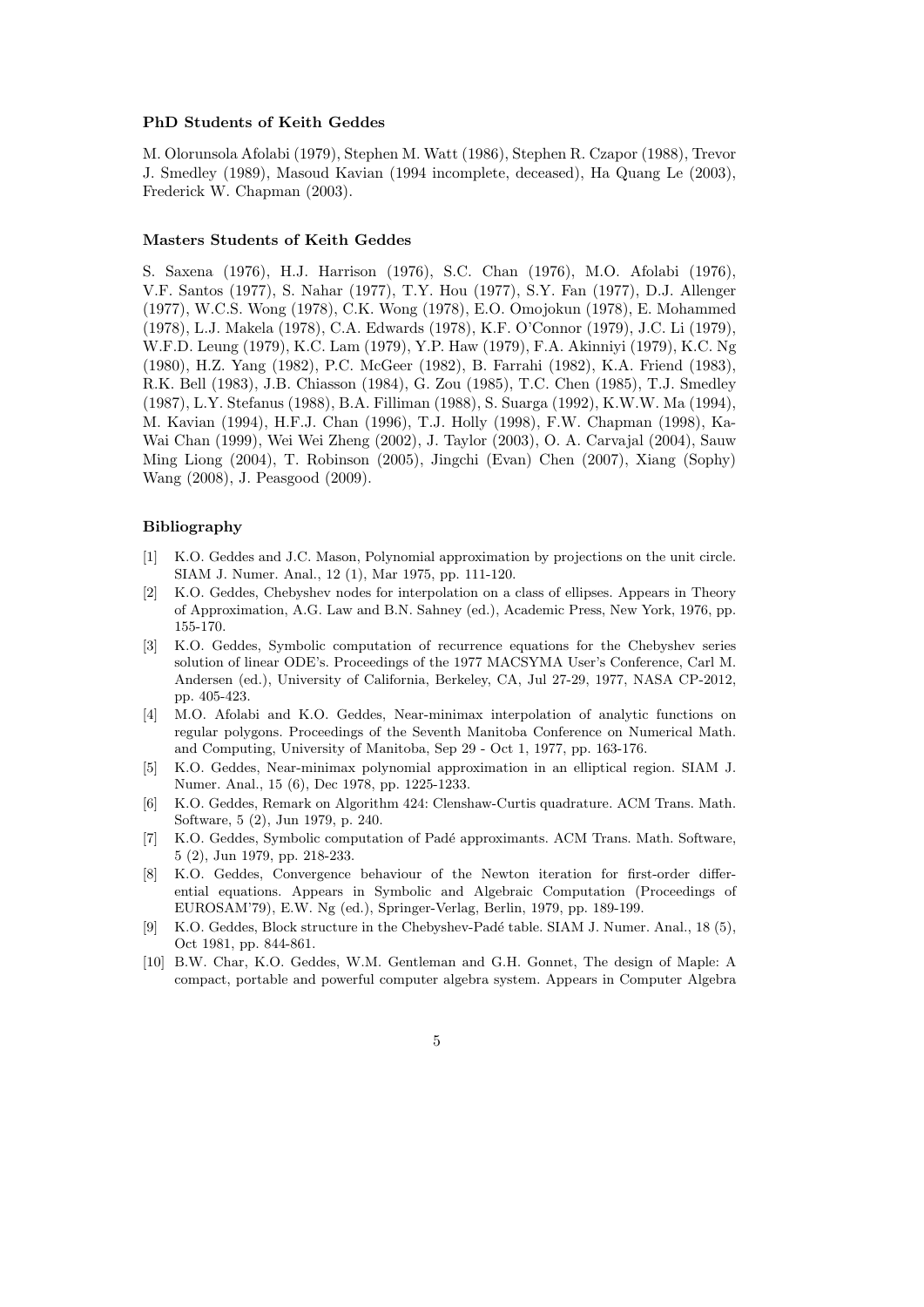### PhD Students of Keith Geddes

M. Olorunsola Afolabi (1979), Stephen M. Watt (1986), Stephen R. Czapor (1988), Trevor J. Smedley (1989), Masoud Kavian (1994 incomplete, deceased), Ha Quang Le (2003), Frederick W. Chapman (2003).

### Masters Students of Keith Geddes

S. Saxena (1976), H.J. Harrison (1976), S.C. Chan (1976), M.O. Afolabi (1976), V.F. Santos (1977), S. Nahar (1977), T.Y. Hou (1977), S.Y. Fan (1977), D.J. Allenger (1977), W.C.S. Wong (1978), C.K. Wong (1978), E.O. Omojokun (1978), E. Mohammed (1978), L.J. Makela (1978), C.A. Edwards (1978), K.F. O'Connor (1979), J.C. Li (1979), W.F.D. Leung (1979), K.C. Lam (1979), Y.P. Haw (1979), F.A. Akinniyi (1979), K.C. Ng (1980), H.Z. Yang (1982), P.C. McGeer (1982), B. Farrahi (1982), K.A. Friend (1983), R.K. Bell (1983), J.B. Chiasson (1984), G. Zou (1985), T.C. Chen (1985), T.J. Smedley (1987), L.Y. Stefanus (1988), B.A. Filliman (1988), S. Suarga (1992), K.W.W. Ma (1994), M. Kavian (1994), H.F.J. Chan (1996), T.J. Holly (1998), F.W. Chapman (1998), Ka-Wai Chan (1999), Wei Wei Zheng (2002), J. Taylor (2003), O. A. Carvajal (2004), Sauw Ming Liong (2004), T. Robinson (2005), Jingchi (Evan) Chen (2007), Xiang (Sophy) Wang (2008), J. Peasgood (2009).

### Bibliography

[1] K.O. Geddes and J.C. Mason, Polynomial approximation by projections on the unit circle. SIAM J. Numer. Anal., 12 (1), Mar 1975, pp. 111-120.

[2] K.O. Geddes, Chebyshev nodes for interpolation on a class of ellipses. Appears in Theory of Approximation, A.G. Law and B.N. Sahney (ed.), Academic Press, New York, 1976, pp. 155-170.

[3] K.O. Geddes, Symbolic computation of recurrence equations for the Chebyshev series solution of linear ODE's. Proceedings of the 1977 MACSYMA User's Conference, Carl M. Andersen (ed.), University of California, Berkeley, CA, Jul 27-29, 1977, NASA CP-2012, pp. 405-423.

[4] M.O. Afolabi and K.O. Geddes, Near-minimax interpolation of analytic functions on regular polygons. Proceedings of the Seventh Manitoba Conference on Numerical Math. and Computing, University of Manitoba, Sep 29 - Oct 1, 1977, pp. 163-176.

[5] K.O. Geddes, Near-minimax polynomial approximation in an elliptical region. SIAM J. Numer. Anal., 15 (6), Dec 1978, pp. 1225-1233.

[6] K.O. Geddes, Remark on Algorithm 424: Clenshaw-Curtis quadrature. ACM Trans. Math. Software, 5 (2), Jun 1979, p. 240.

[7] K.O. Geddes, Symbolic computation of Padé approximants. ACM Trans. Math. Software, 5 (2), Jun 1979, pp. 218-233.

[8] K.O. Geddes, Convergence behaviour of the Newton iteration for first-order differential equations. Appears in Symbolic and Algebraic Computation (Proceedings of EUROSAM'79), E.W. Ng (ed.), Springer-Verlag, Berlin, 1979, pp. 189-199.

[9] K.O. Geddes, Block structure in the Chebyshev-Padé table. SIAM J. Numer. Anal., 18 (5), Oct 1981, pp. 844-861.

[10] B.W. Char, K.O. Geddes, W.M. Gentleman and G.H. Gonnet, The design of Maple: A compact, portable and powerful computer algebra system. Appears in Computer Algebra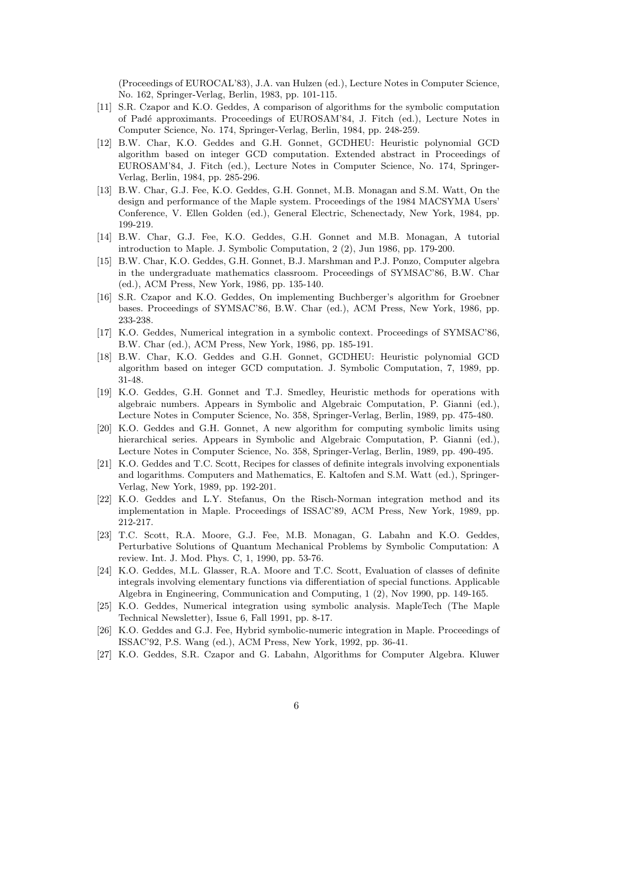(Proceedings of EUROCAL'83), J.A. van Hulzen (ed.), Lecture Notes in Computer Science, No. 162, Springer-Verlag, Berlin, 1983, pp. 101-115.

[11] S.R. Czapor and K.O. Geddes, A comparison of algorithms for the symbolic computation of Padé approximants. Proceedings of EUROSAM'84, J. Fitch (ed.), Lecture Notes in Computer Science, No. 174, Springer-Verlag, Berlin, 1984, pp. 248-259.

[12] B.W. Char, K.O. Geddes and G.H. Gonnet, GCDHEU: Heuristic polynomial GCD algorithm based on integer GCD computation. Extended abstract in Proceedings of EUROSAM'84, J. Fitch (ed.), Lecture Notes in Computer Science, No. 174, Springer-Verlag, Berlin, 1984, pp. 285-296.

[13] B.W. Char, G.J. Fee, K.O. Geddes, G.H. Gonnet, M.B. Monagan and S.M. Watt, On the design and performance of the Maple system. Proceedings of the 1984 MACSYMA Users' Conference, V. Ellen Golden (ed.), General Electric, Schenectady, New York, 1984, pp. 199-219.

[14] B.W. Char, G.J. Fee, K.O. Geddes, G.H. Gonnet and M.B. Monagan, A tutorial introduction to Maple. J. Symbolic Computation, 2 (2), Jun 1986, pp. 179-200.

[15] B.W. Char, K.O. Geddes, G.H. Gonnet, B.J. Marshman and P.J. Ponzo, Computer algebra in the undergraduate mathematics classroom. Proceedings of SYMSAC'86, B.W. Char (ed.), ACM Press, New York, 1986, pp. 135-140.

[16] S.R. Czapor and K.O. Geddes, On implementing Buchberger's algorithm for Groebner bases. Proceedings of SYMSAC'86, B.W. Char (ed.), ACM Press, New York, 1986, pp. 233-238.

[17] K.O. Geddes, Numerical integration in a symbolic context. Proceedings of SYMSAC'86, B.W. Char (ed.), ACM Press, New York, 1986, pp. 185-191.

[18] B.W. Char, K.O. Geddes and G.H. Gonnet, GCDHEU: Heuristic polynomial GCD algorithm based on integer GCD computation. J. Symbolic Computation, 7, 1989, pp. 31-48.

[19] K.O. Geddes, G.H. Gonnet and T.J. Smedley, Heuristic methods for operations with algebraic numbers. Appears in Symbolic and Algebraic Computation, P. Gianni (ed.), Lecture Notes in Computer Science, No. 358, Springer-Verlag, Berlin, 1989, pp. 475-480.

[20] K.O. Geddes and G.H. Gonnet, A new algorithm for computing symbolic limits using hierarchical series. Appears in Symbolic and Algebraic Computation, P. Gianni (ed.), Lecture Notes in Computer Science, No. 358, Springer-Verlag, Berlin, 1989, pp. 490-495.

[21] K.O. Geddes and T.C. Scott, Recipes for classes of definite integrals involving exponentials and logarithms. Computers and Mathematics, E. Kaltofen and S.M. Watt (ed.), Springer-Verlag, New York, 1989, pp. 192-201.

[22] K.O. Geddes and L.Y. Stefanus, On the Risch-Norman integration method and its implementation in Maple. Proceedings of ISSAC'89, ACM Press, New York, 1989, pp. 212-217.

[23] T.C. Scott, R.A. Moore, G.J. Fee, M.B. Monagan, G. Labahn and K.O. Geddes, Perturbative Solutions of Quantum Mechanical Problems by Symbolic Computation: A review. Int. J. Mod. Phys. C, 1, 1990, pp. 53-76.

[24] K.O. Geddes, M.L. Glasser, R.A. Moore and T.C. Scott, Evaluation of classes of definite integrals involving elementary functions via differentiation of special functions. Applicable Algebra in Engineering, Communication and Computing, 1 (2), Nov 1990, pp. 149-165.

[25] K.O. Geddes, Numerical integration using symbolic analysis. MapleTech (The Maple Technical Newsletter), Issue 6, Fall 1991, pp. 8-17.

[26] K.O. Geddes and G.J. Fee, Hybrid symbolic-numeric integration in Maple. Proceedings of ISSAC'92, P.S. Wang (ed.), ACM Press, New York, 1992, pp. 36-41.

[27] K.O. Geddes, S.R. Czapor and G. Labahn, Algorithms for Computer Algebra. Kluwer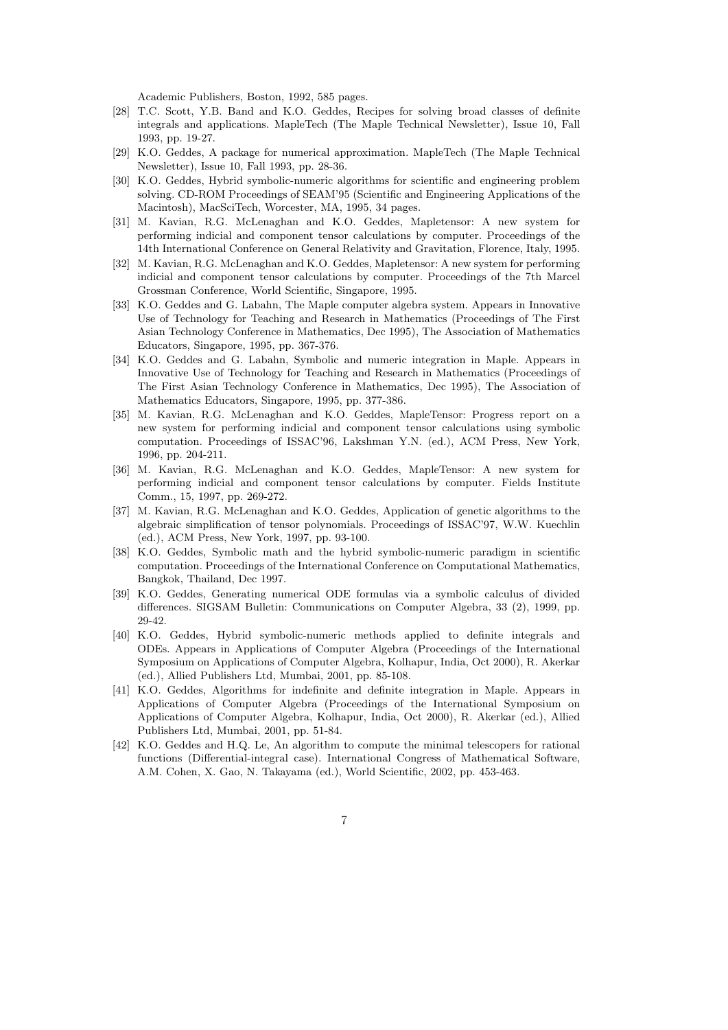Academic Publishers, Boston, 1992, 585 pages.

[28] T.C. Scott, Y.B. Band and K.O. Geddes, Recipes for solving broad classes of definite integrals and applications. MapleTech (The Maple Technical Newsletter), Issue 10, Fall 1993, pp. 19-27.

[29] K.O. Geddes, A package for numerical approximation. MapleTech (The Maple Technical Newsletter), Issue 10, Fall 1993, pp. 28-36.

[30] K.O. Geddes, Hybrid symbolic-numeric algorithms for scientific and engineering problem solving. CD-ROM Proceedings of SEAM'95 (Scientific and Engineering Applications of the Macintosh), MacSciTech, Worcester, MA, 1995, 34 pages.

[31] M. Kavian, R.G. McLenaghan and K.O. Geddes, Mapletensor: A new system for performing indicial and component tensor calculations by computer. Proceedings of the 14th International Conference on General Relativity and Gravitation, Florence, Italy, 1995.

[32] M. Kavian, R.G. McLenaghan and K.O. Geddes, Mapletensor: A new system for performing indicial and component tensor calculations by computer. Proceedings of the 7th Marcel Grossman Conference, World Scientific, Singapore, 1995.

[33] K.O. Geddes and G. Labahn, The Maple computer algebra system. Appears in Innovative Use of Technology for Teaching and Research in Mathematics (Proceedings of The First Asian Technology Conference in Mathematics, Dec 1995), The Association of Mathematics Educators, Singapore, 1995, pp. 367-376.

[34] K.O. Geddes and G. Labahn, Symbolic and numeric integration in Maple. Appears in Innovative Use of Technology for Teaching and Research in Mathematics (Proceedings of The First Asian Technology Conference in Mathematics, Dec 1995), The Association of Mathematics Educators, Singapore, 1995, pp. 377-386.

[35] M. Kavian, R.G. McLenaghan and K.O. Geddes, MapleTensor: Progress report on a new system for performing indicial and component tensor calculations using symbolic computation. Proceedings of ISSAC'96, Lakshman Y.N. (ed.), ACM Press, New York, 1996, pp. 204-211.

[36] M. Kavian, R.G. McLenaghan and K.O. Geddes, MapleTensor: A new system for performing indicial and component tensor calculations by computer. Fields Institute Comm., 15, 1997, pp. 269-272.

[37] M. Kavian, R.G. McLenaghan and K.O. Geddes, Application of genetic algorithms to the algebraic simplification of tensor polynomials. Proceedings of ISSAC'97, W.W. Kuechlin (ed.), ACM Press, New York, 1997, pp. 93-100.

[38] K.O. Geddes, Symbolic math and the hybrid symbolic-numeric paradigm in scientific computation. Proceedings of the International Conference on Computational Mathematics, Bangkok, Thailand, Dec 1997.

[39] K.O. Geddes, Generating numerical ODE formulas via a symbolic calculus of divided differences. SIGSAM Bulletin: Communications on Computer Algebra, 33 (2), 1999, pp. 29-42.

[40] K.O. Geddes, Hybrid symbolic-numeric methods applied to definite integrals and ODEs. Appears in Applications of Computer Algebra (Proceedings of the International Symposium on Applications of Computer Algebra, Kolhapur, India, Oct 2000), R. Akerkar (ed.), Allied Publishers Ltd, Mumbai, 2001, pp. 85-108.

[41] K.O. Geddes, Algorithms for indefinite and definite integration in Maple. Appears in Applications of Computer Algebra (Proceedings of the International Symposium on Applications of Computer Algebra, Kolhapur, India, Oct 2000), R. Akerkar (ed.), Allied Publishers Ltd, Mumbai, 2001, pp. 51-84.

[42] K.O. Geddes and H.Q. Le, An algorithm to compute the minimal telescopers for rational functions (Differential-integral case). International Congress of Mathematical Software, A.M. Cohen, X. Gao, N. Takayama (ed.), World Scientific, 2002, pp. 453-463.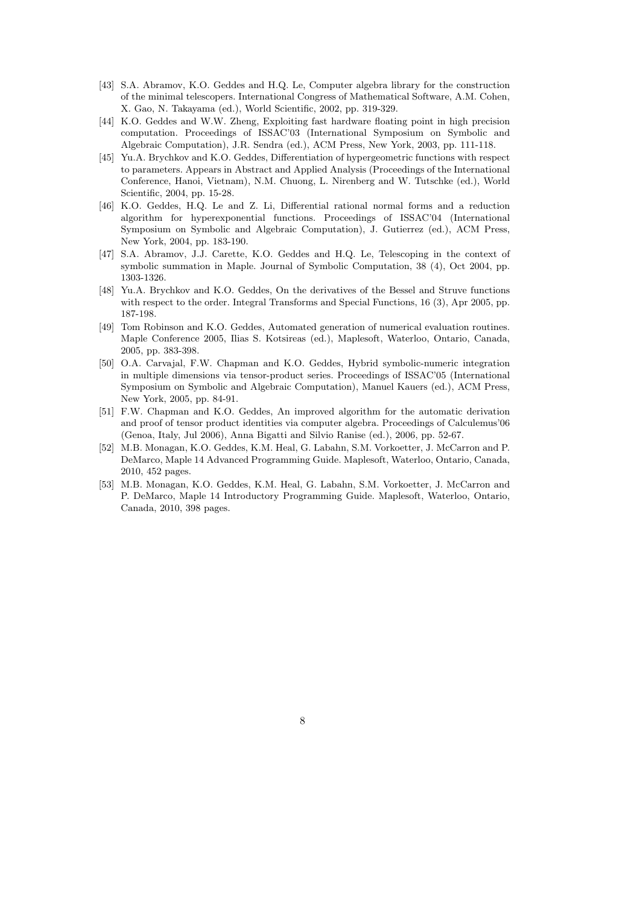[43] S.A. Abramov, K.O. Geddes and H.Q. Le, Computer algebra library for the construction of the minimal telescopers. International Congress of Mathematical Software, A.M. Cohen, X. Gao, N. Takayama (ed.), World Scientific, 2002, pp. 319-329.

[44] K.O. Geddes and W.W. Zheng, Exploiting fast hardware floating point in high precision computation. Proceedings of ISSAC'03 (International Symposium on Symbolic and Algebraic Computation), J.R. Sendra (ed.), ACM Press, New York, 2003, pp. 111-118.

[45] Yu.A. Brychkov and K.O. Geddes, Differentiation of hypergeometric functions with respect to parameters. Appears in Abstract and Applied Analysis (Proceedings of the International Conference, Hanoi, Vietnam), N.M. Chuong, L. Nirenberg and W. Tutschke (ed.), World Scientific, 2004, pp. 15-28.

[46] K.O. Geddes, H.Q. Le and Z. Li, Differential rational normal forms and a reduction algorithm for hyperexponential functions. Proceedings of ISSAC'04 (International Symposium on Symbolic and Algebraic Computation), J. Gutierrez (ed.), ACM Press, New York, 2004, pp. 183-190.

[47] S.A. Abramov, J.J. Carette, K.O. Geddes and H.Q. Le, Telescoping in the context of symbolic summation in Maple. Journal of Symbolic Computation, 38 (4), Oct 2004, pp. 1303-1326.

[48] Yu.A. Brychkov and K.O. Geddes, On the derivatives of the Bessel and Struve functions with respect to the order. Integral Transforms and Special Functions, 16 (3), Apr 2005, pp. 187-198.

[49] Tom Robinson and K.O. Geddes, Automated generation of numerical evaluation routines. Maple Conference 2005, Ilias S. Kotsireas (ed.), Maplesoft, Waterloo, Ontario, Canada, 2005, pp. 383-398.

[50] O.A. Carvajal, F.W. Chapman and K.O. Geddes, Hybrid symbolic-numeric integration in multiple dimensions via tensor-product series. Proceedings of ISSAC'05 (International Symposium on Symbolic and Algebraic Computation), Manuel Kauers (ed.), ACM Press, New York, 2005, pp. 84-91.

[51] F.W. Chapman and K.O. Geddes, An improved algorithm for the automatic derivation and proof of tensor product identities via computer algebra. Proceedings of Calculemus'06 (Genoa, Italy, Jul 2006), Anna Bigatti and Silvio Ranise (ed.), 2006, pp. 52-67.

[52] M.B. Monagan, K.O. Geddes, K.M. Heal, G. Labahn, S.M. Vorkoetter, J. McCarron and P. DeMarco, Maple 14 Advanced Programming Guide. Maplesoft, Waterloo, Ontario, Canada, 2010, 452 pages.

[53] M.B. Monagan, K.O. Geddes, K.M. Heal, G. Labahn, S.M. Vorkoetter, J. McCarron and P. DeMarco, Maple 14 Introductory Programming Guide. Maplesoft, Waterloo, Ontario, Canada, 2010, 398 pages.